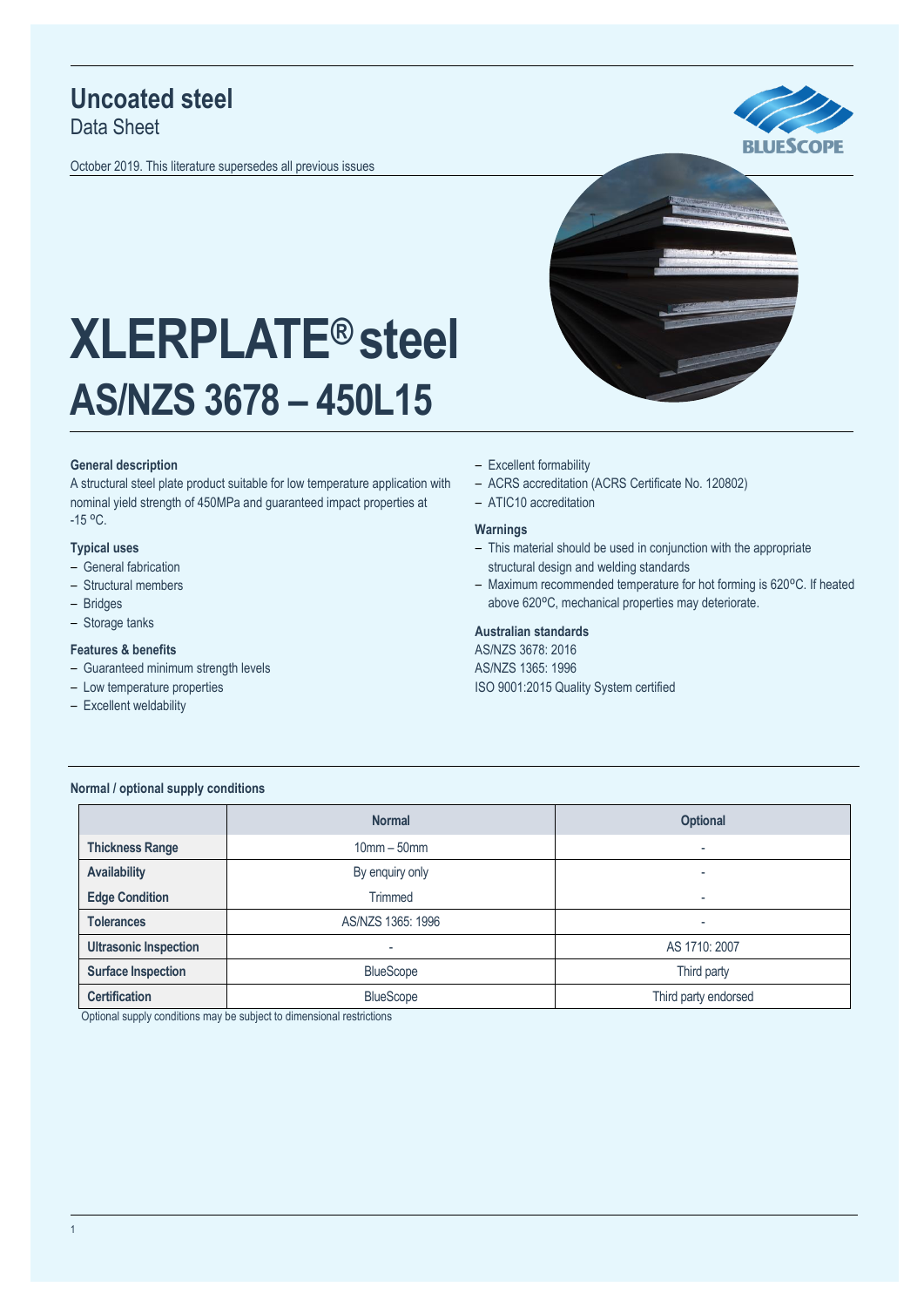# Uncoated steel

Data Sheet

October 2019. This literature supersedes all previous issues

# XLERPLATE® steel
## AS/NZS 3678 – 450L15

### General description

A structural steel plate product suitable for low temperature application with nominal yield strength of 450MPa and guaranteed impact properties at -15 ºC.

### Typical uses

- General fabrication
- Structural members
- Bridges
- Storage tanks

### Features & benefits

- Guaranteed minimum strength levels
- Low temperature properties
- Excellent weldability
- Excellent formability
- ACRS accreditation (ACRS Certificate No. 120802)
- ATIC10 accreditation

### Warnings

- This material should be used in conjunction with the appropriate structural design and welding standards
- Maximum recommended temperature for hot forming is 620ºC. If heated above 620ºC, mechanical properties may deteriorate.

### Australian standards

AS/NZS 3678: 2016
AS/NZS 1365: 1996
ISO 9001:2015 Quality System certified

### Normal / optional supply conditions

| | Normal | Optional |
|---|---|---|
| **Thickness Range** | 10mm – 50mm | - |
| **Availability** | By enquiry only | - |
| **Edge Condition** | Trimmed | - |
| **Tolerances** | AS/NZS 1365: 1996 | - |
| **Ultrasonic Inspection** | - | AS 1710: 2007 |
| **Surface Inspection** | BlueScope | Third party |
| **Certification** | BlueScope | Third party endorsed |

Optional supply conditions may be subject to dimensional restrictions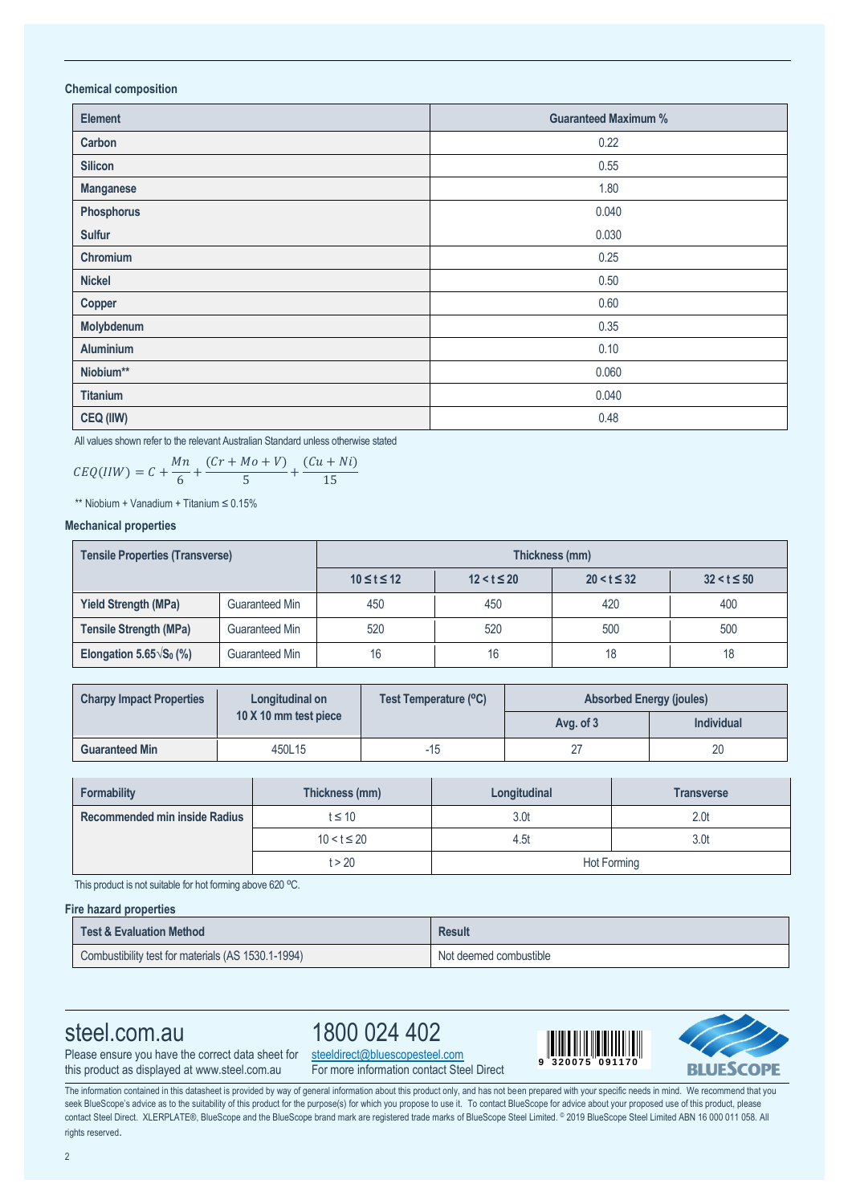### Chemical composition

| Element | Guaranteed Maximum % |
|---|---|
| Carbon | 0.22 |
| Silicon | 0.55 |
| Manganese | 1.80 |
| Phosphorus | 0.040 |
| Sulfur | 0.030 |
| Chromium | 0.25 |
| Nickel | 0.50 |
| Copper | 0.60 |
| Molybdenum | 0.35 |
| Aluminium | 0.10 |
| Niobium** | 0.060 |
| Titanium | 0.040 |
| CEQ (IIW) | 0.48 |

All values shown refer to the relevant Australian Standard unless otherwise stated

$$CEQ(IIW) = C + \frac{Mn}{6} + \frac{(Cr + Mo + V)}{5} + \frac{(Cu + Ni)}{15}$$

** Niobium + Vanadium + Titanium ≤ 0.15%

### Mechanical properties

| Tensile Properties (Transverse) | | Thickness (mm) | | | |
|---|---|---|---|---|---|
| | | $10 \leq t \leq 12$ | $12 < t \leq 20$ | $20 < t \leq 32$ | $32 < t \leq 50$ |
| Yield Strength (MPa) | Guaranteed Min | 450 | 450 | 420 | 400 |
| Tensile Strength (MPa) | Guaranteed Min | 520 | 520 | 500 | 500 |
| Elongation $5.65\sqrt{S_0}$ (%) | Guaranteed Min | 16 | 16 | 18 | 18 |

| Charpy Impact Properties | Longitudinal on 10 X 10 mm test piece | Test Temperature (ºC) | Absorbed Energy (joules) | |
|---|---|---|---|---|
| | | | Avg. of 3 | Individual |
| Guaranteed Min | 450L15 | -15 | 27 | 20 |

| Formability | Thickness (mm) | Longitudinal | Transverse |
|---|---|---|---|
| Recommended min inside Radius | $t \leq 10$ | 3.0t | 2.0t |
| | $10 < t \leq 20$ | 4.5t | 3.0t |
| | $t > 20$ | Hot Forming | |

This product is not suitable for hot forming above 620 ºC.

### Fire hazard properties

| Test & Evaluation Method | Result |
|---|---|
| Combustibility test for materials (AS 1530.1-1994) | Not deemed combustible |

steel.com.au

Please ensure you have the correct data sheet for this product as displayed at www.steel.com.au

1800 024 402

steeldirect@bluescopesteel.com

For more information contact Steel Direct

9 320075 091170

BLUESCOPE

The information contained in this datasheet is provided by way of general information about this product only, and has not been prepared with your specific needs in mind. We recommend that you seek BlueScope's advice as to the suitability of this product for the purpose(s) for which you propose to use it. To contact BlueScope for advice about your proposed use of this product, please contact Steel Direct. XLERPLATE®, BlueScope and the BlueScope brand mark are registered trade marks of BlueScope Steel Limited. © 2019 BlueScope Steel Limited ABN 16 000 011 058. All rights reserved.